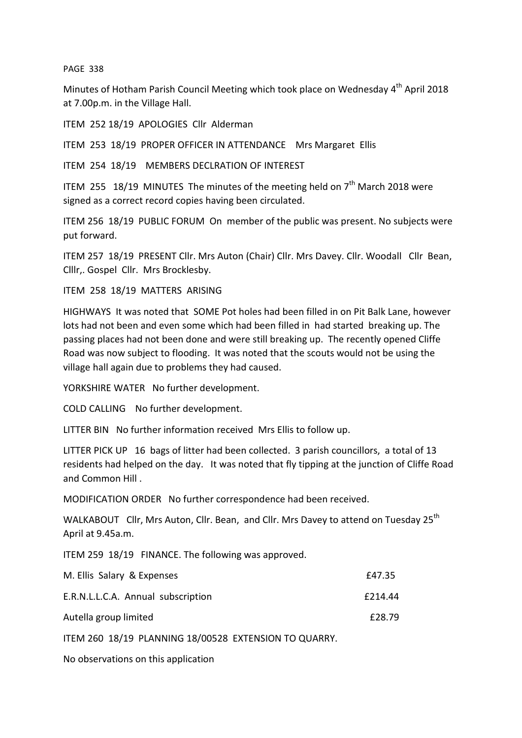Minutes of Hotham Parish Council Meeting which took place on Wednesday 4th April 2018 at 7.00p.m. in the Village Hall.

ITEM 252 18/19 APOLOGIES Cllr Alderman

ITEM 253 18/19 PROPER OFFICER IN ATTENDANCE Mrs Margaret Ellis

ITEM 254 18/19 MEMBERS DECLRATION OF INTEREST

ITEM 255 18/19 MINUTES The minutes of the meeting held on 7th March 2018 were signed as a correct record copies having been circulated.

ITEM 256 18/19 PUBLIC FORUM On member of the public was present. No subjects were put forward.

ITEM 257 18/19 PRESENT Cllr. Mrs Auton (Chair) Cllr. Mrs Davey. Cllr. Woodall Cllr Bean, Clllr,. Gospel Cllr. Mrs Brocklesby.

ITEM 258 18/19 MATTERS ARISING

HIGHWAYS It was noted that SOME Pot holes had been filled in on Pit Balk Lane, however lots had not been and even some which had been filled in had started breaking up. The passing places had not been done and were still breaking up. The recently opened Cliffe Road was now subject to flooding. It was noted that the scouts would not be using the village hall again due to problems they had caused.

YORKSHIRE WATER No further development.

COLD CALLING No further development.

LITTER BIN No further information received Mrs Ellis to follow up.

LITTER PICK UP 16 bags of litter had been collected. 3 parish councillors, a total of 13 residents had helped on the day. It was noted that fly tipping at the junction of Cliffe Road and Common Hill .

MODIFICATION ORDER No further correspondence had been received.

WALKABOUT Cllr, Mrs Auton, Cllr. Bean, and Cllr. Mrs Davey to attend on Tuesday 25th April at 9.45a.m.

ITEM 259 18/19 FINANCE. The following was approved.

| | |
|---|---|
| M. Ellis Salary & Expenses | £47.35 |
| E.R.N.L.L.C.A. Annual subscription | £214.44 |
| Autella group limited | £28.79 |

ITEM 260 18/19 PLANNING 18/00528 EXTENSION TO QUARRY.

No observations on this application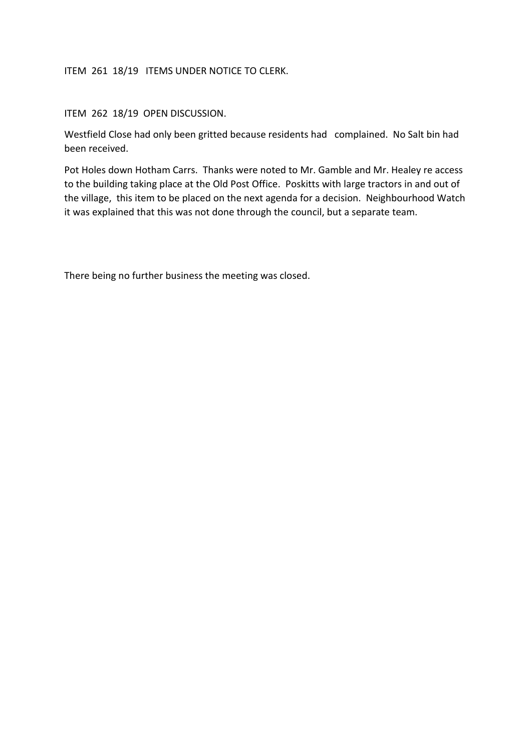ITEM 261 18/19 ITEMS UNDER NOTICE TO CLERK.

ITEM 262 18/19 OPEN DISCUSSION.

Westfield Close had only been gritted because residents had complained. No Salt bin had been received.

Pot Holes down Hotham Carrs. Thanks were noted to Mr. Gamble and Mr. Healey re access to the building taking place at the Old Post Office. Poskitts with large tractors in and out of the village, this item to be placed on the next agenda for a decision. Neighbourhood Watch it was explained that this was not done through the council, but a separate team.

There being no further business the meeting was closed.